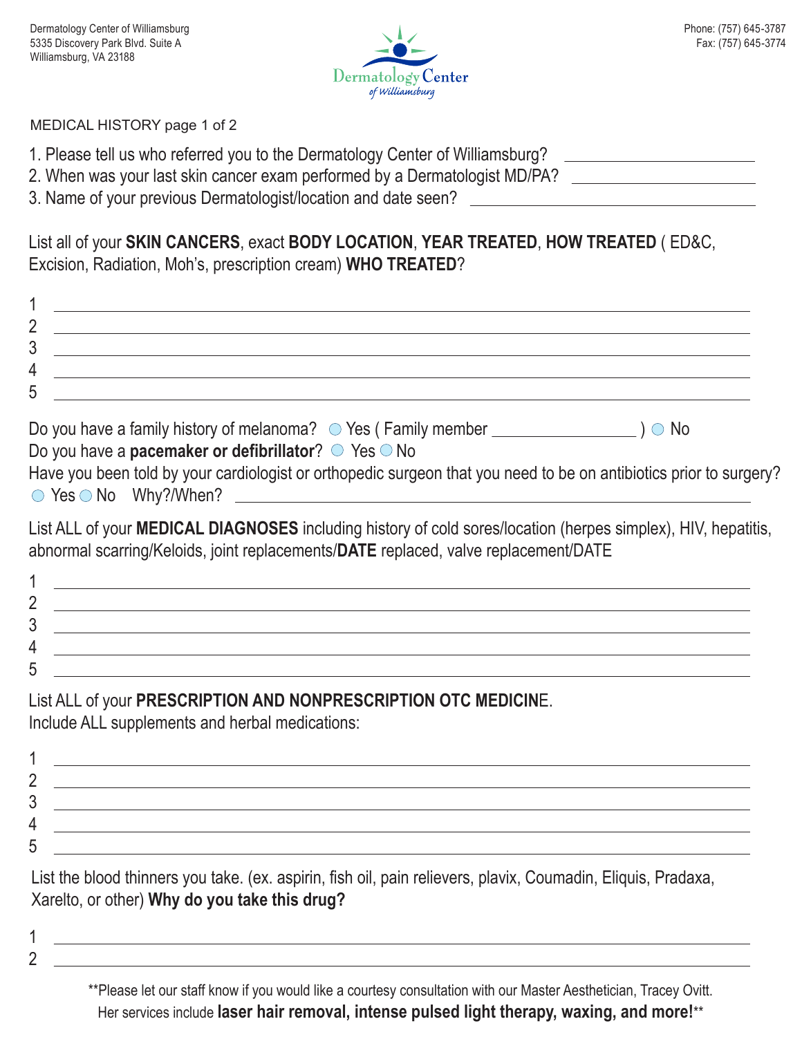Dermatology Center of Williamsburg
5335 Discovery Park Blvd. Suite A
Williamsburg, VA 23188

Phone: (757) 645-3787
Fax: (757) 645-3774

Dermatology Center of Williamsburg

MEDICAL HISTORY page 1 of 2

1. Please tell us who referred you to the Dermatology Center of Williamsburg? ______________________
2. When was your last skin cancer exam performed by a Dermatologist MD/PA? ______________________
3. Name of your previous Dermatologist/location and date seen? ______________________

List all of your **SKIN CANCERS**, exact **BODY LOCATION**, **YEAR TREATED**, **HOW TREATED** ( ED&C, Excision, Radiation, Moh's, prescription cream) **WHO TREATED**?

1 ______________________________________________
2 ______________________________________________
3 ______________________________________________
4 ______________________________________________
5 ______________________________________________

Do you have a family history of melanoma? ○ Yes ( Family member ________________ ) ○ No
Do you have a **pacemaker or defibrillator**? ○ Yes ○ No
Have you been told by your cardiologist or orthopedic surgeon that you need to be on antibiotics prior to surgery?
○ Yes ○ No Why?/When? ______________________________

List ALL of your **MEDICAL DIAGNOSES** including history of cold sores/location (herpes simplex), HIV, hepatitis, abnormal scarring/Keloids, joint replacements/**DATE** replaced, valve replacement/DATE

1 ______________________________________________
2 ______________________________________________
3 ______________________________________________
4 ______________________________________________
5 ______________________________________________

List ALL of your **PRESCRIPTION AND NONPRESCRIPTION OTC MEDICIN**E.
Include ALL supplements and herbal medications:

1 ______________________________________________
2 ______________________________________________
3 ______________________________________________
4 ______________________________________________
5 ______________________________________________

List the blood thinners you take. (ex. aspirin, fish oil, pain relievers, plavix, Coumadin, Eliquis, Pradaxa, Xarelto, or other) **Why do you take this drug?**

1 ______________________________________________
2 ______________________________________________

**Please let our staff know if you would like a courtesy consultation with our Master Aesthetician, Tracey Ovitt. Her services include **laser hair removal, intense pulsed light therapy, waxing, and more!**\*\*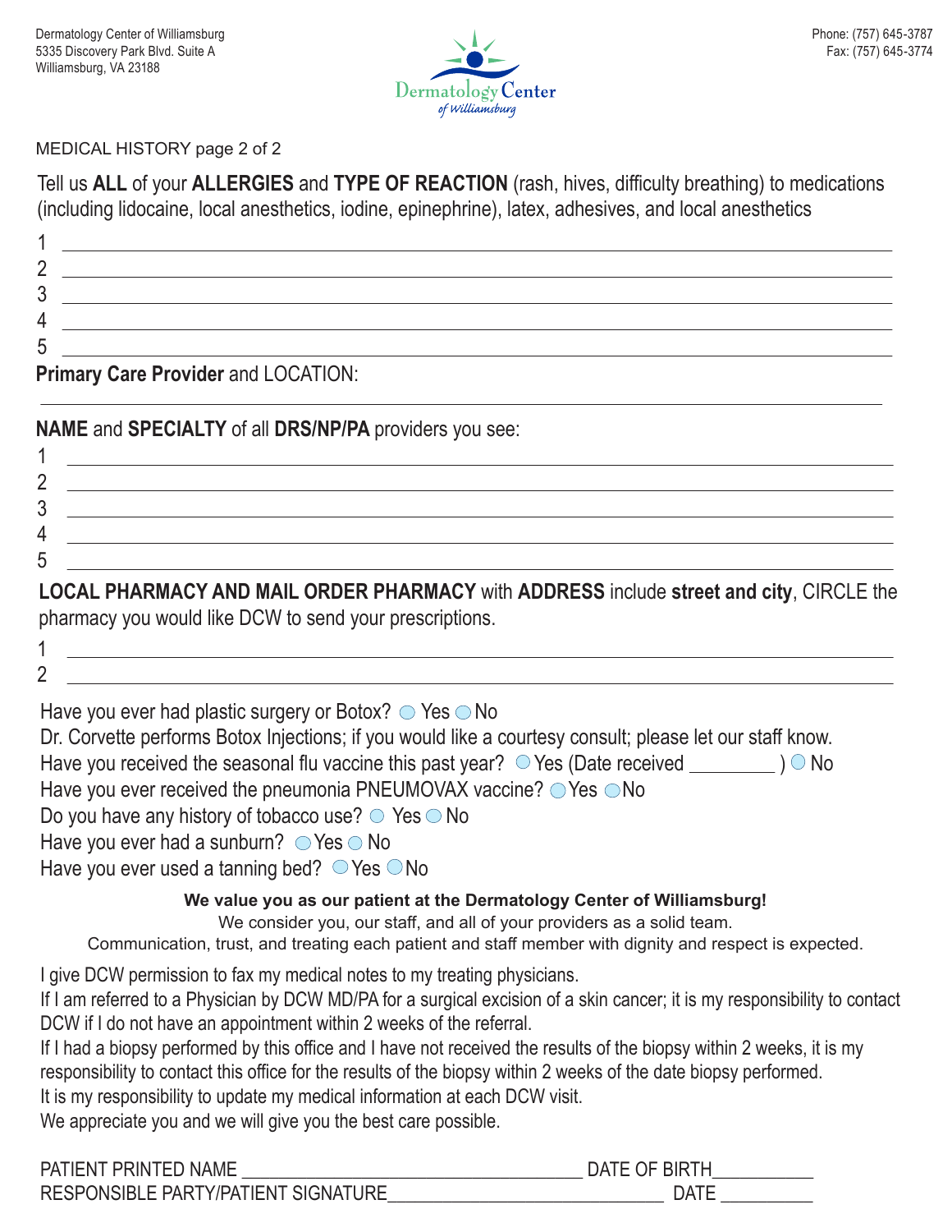Dermatology Center of Williamsburg
5335 Discovery Park Blvd. Suite A
Williamsburg, VA 23188

Phone: (757) 645-3787
Fax: (757) 645-3774

Dermatology Center
*of Williamsburg*

MEDICAL HISTORY page 2 of 2

Tell us **ALL** of your **ALLERGIES** and **TYPE OF REACTION** (rash, hives, difficulty breathing) to medications (including lidocaine, local anesthetics, iodine, epinephrine), latex, adhesives, and local anesthetics

1 ______________________________________________
2 ______________________________________________
3 ______________________________________________
4 ______________________________________________
5 ______________________________________________

**Primary Care Provider** and LOCATION:

______________________________________________

**NAME** and **SPECIALTY** of all **DRS/NP/PA** providers you see:

1 ______________________________________________
2 ______________________________________________
3 ______________________________________________
4 ______________________________________________
5 ______________________________________________

**LOCAL PHARMACY AND MAIL ORDER PHARMACY** with **ADDRESS** include **street and city**, CIRCLE the pharmacy you would like DCW to send your prescriptions.

1 ______________________________________________
2 ______________________________________________

Have you ever had plastic surgery or Botox? ○ Yes ○ No

Dr. Corvette performs Botox Injections; if you would like a courtesy consult; please let our staff know.

Have you received the seasonal flu vaccine this past year? ○ Yes (Date received ________ ) ○ No

Have you ever received the pneumonia PNEUMOVAX vaccine? ○ Yes ○ No

Do you have any history of tobacco use? ○ Yes ○ No

Have you ever had a sunburn? ○ Yes ○ No

Have you ever used a tanning bed? ○ Yes ○ No

**We value you as our patient at the Dermatology Center of Williamsburg!**

We consider you, our staff, and all of your providers as a solid team.

Communication, trust, and treating each patient and staff member with dignity and respect is expected.

I give DCW permission to fax my medical notes to my treating physicians.

If I am referred to a Physician by DCW MD/PA for a surgical excision of a skin cancer; it is my responsibility to contact DCW if I do not have an appointment within 2 weeks of the referral.

If I had a biopsy performed by this office and I have not received the results of the biopsy within 2 weeks, it is my responsibility to contact this office for the results of the biopsy within 2 weeks of the date biopsy performed.

It is my responsibility to update my medical information at each DCW visit.

We appreciate you and we will give you the best care possible.

PATIENT PRINTED NAME ______________________________ DATE OF BIRTH__________

RESPONSIBLE PARTY/PATIENT SIGNATURE__________________________ DATE _________